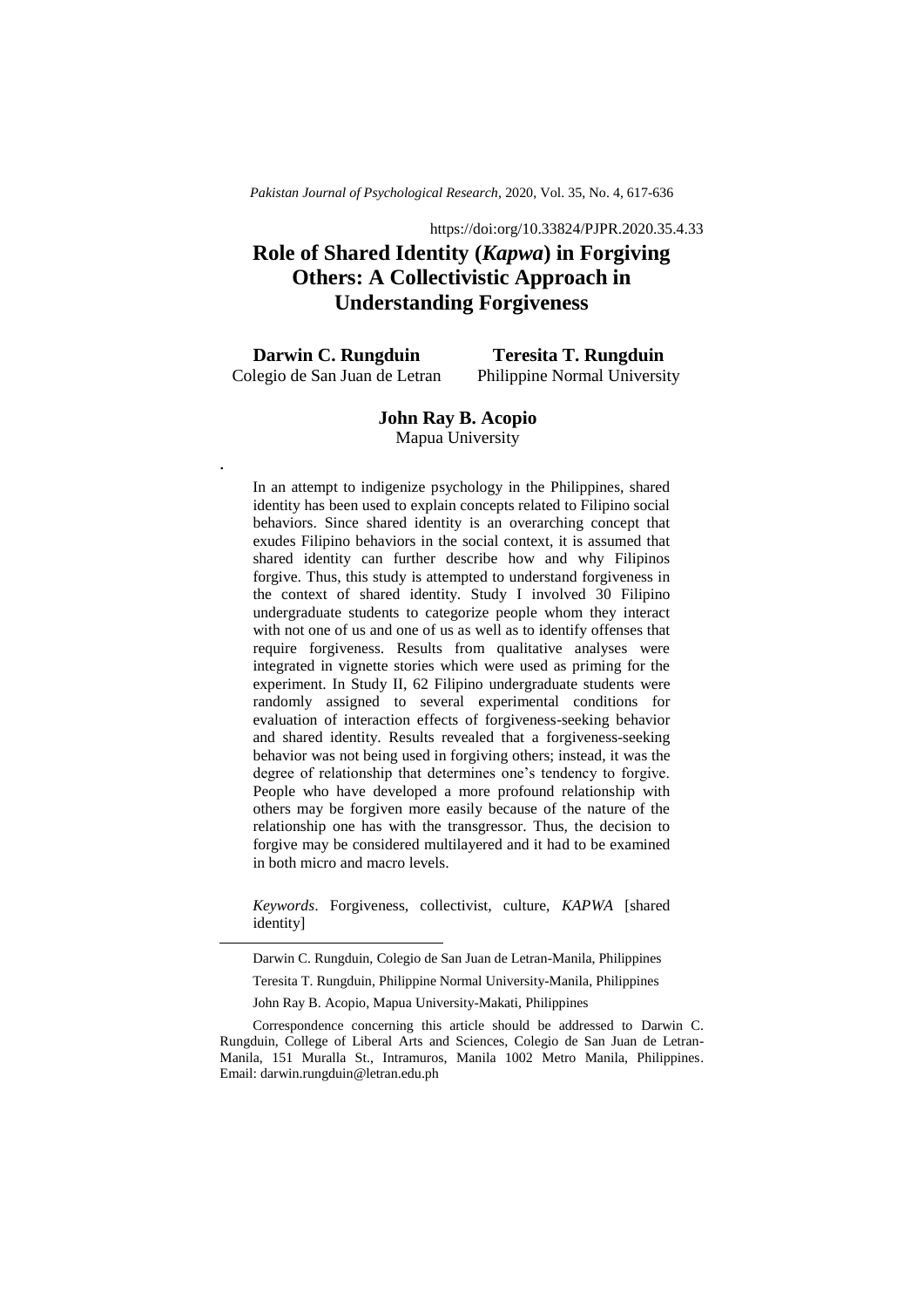https://doi:org/10.33824/PJPR.2020.35.4.33

# Role of Shared Identity (*Kapwa*) in Forgiving Others: A Collectivistic Approach in Understanding Forgiveness

**Darwin C. Rungduin**
Colegio de San Juan de Letran

**Teresita T. Rungduin**
Philippine Normal University

**John Ray B. Acopio**
Mapua University

In an attempt to indigenize psychology in the Philippines, shared identity has been used to explain concepts related to Filipino social behaviors. Since shared identity is an overarching concept that exudes Filipino behaviors in the social context, it is assumed that shared identity can further describe how and why Filipinos forgive. Thus, this study is attempted to understand forgiveness in the context of shared identity. Study I involved 30 Filipino undergraduate students to categorize people whom they interact with not one of us and one of us as well as to identify offenses that require forgiveness. Results from qualitative analyses were integrated in vignette stories which were used as priming for the experiment. In Study II, 62 Filipino undergraduate students were randomly assigned to several experimental conditions for evaluation of interaction effects of forgiveness-seeking behavior and shared identity. Results revealed that a forgiveness-seeking behavior was not being used in forgiving others; instead, it was the degree of relationship that determines one's tendency to forgive. People who have developed a more profound relationship with others may be forgiven more easily because of the nature of the relationship one has with the transgressor. Thus, the decision to forgive may be considered multilayered and it had to be examined in both micro and macro levels.

*Keywords*. Forgiveness, collectivist, culture, *KAPWA* [shared identity]

---

Darwin C. Rungduin, Colegio de San Juan de Letran-Manila, Philippines

Teresita T. Rungduin, Philippine Normal University-Manila, Philippines

John Ray B. Acopio, Mapua University-Makati, Philippines

Correspondence concerning this article should be addressed to Darwin C. Rungduin, College of Liberal Arts and Sciences, Colegio de San Juan de Letran-Manila, 151 Muralla St., Intramuros, Manila 1002 Metro Manila, Philippines. Email: darwin.rungduin@letran.edu.ph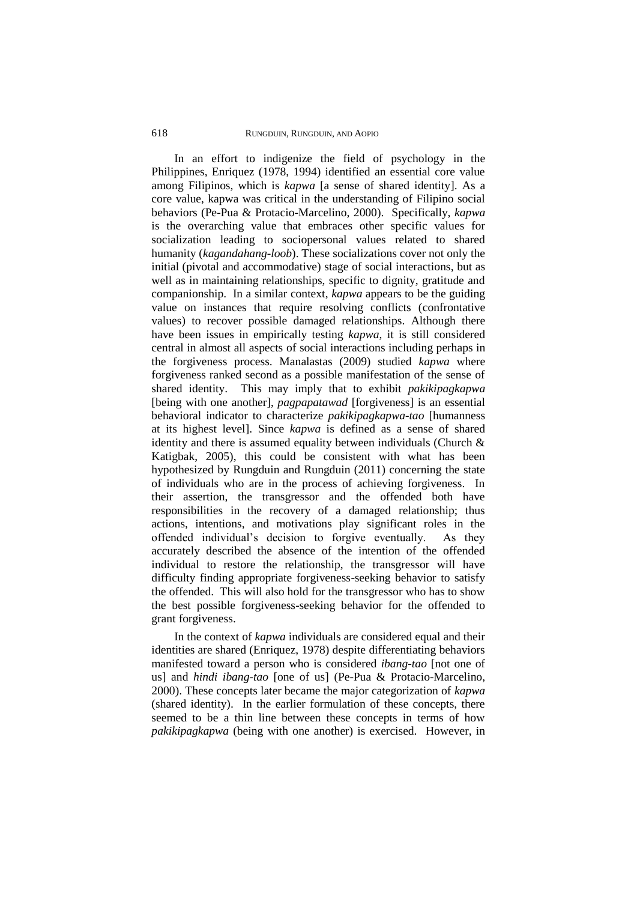In an effort to indigenize the field of psychology in the Philippines, Enriquez (1978, 1994) identified an essential core value among Filipinos, which is *kapwa* [a sense of shared identity]. As a core value, kapwa was critical in the understanding of Filipino social behaviors (Pe-Pua & Protacio-Marcelino, 2000). Specifically, *kapwa* is the overarching value that embraces other specific values for socialization leading to sociopersonal values related to shared humanity (*kagandahang-loob*). These socializations cover not only the initial (pivotal and accommodative) stage of social interactions, but as well as in maintaining relationships, specific to dignity, gratitude and companionship. In a similar context, *kapwa* appears to be the guiding value on instances that require resolving conflicts (confrontative values) to recover possible damaged relationships. Although there have been issues in empirically testing *kapwa*, it is still considered central in almost all aspects of social interactions including perhaps in the forgiveness process. Manalastas (2009) studied *kapwa* where forgiveness ranked second as a possible manifestation of the sense of shared identity. This may imply that to exhibit *pakikipagkapwa* [being with one another], *pagpapatawad* [forgiveness] is an essential behavioral indicator to characterize *pakikipagkapwa-tao* [humanness at its highest level]. Since *kapwa* is defined as a sense of shared identity and there is assumed equality between individuals (Church & Katigbak, 2005), this could be consistent with what has been hypothesized by Rungduin and Rungduin (2011) concerning the state of individuals who are in the process of achieving forgiveness. In their assertion, the transgressor and the offended both have responsibilities in the recovery of a damaged relationship; thus actions, intentions, and motivations play significant roles in the offended individual's decision to forgive eventually. As they accurately described the absence of the intention of the offended individual to restore the relationship, the transgressor will have difficulty finding appropriate forgiveness-seeking behavior to satisfy the offended. This will also hold for the transgressor who has to show the best possible forgiveness-seeking behavior for the offended to grant forgiveness.

In the context of *kapwa* individuals are considered equal and their identities are shared (Enriquez, 1978) despite differentiating behaviors manifested toward a person who is considered *ibang-tao* [not one of us] and *hindi ibang-tao* [one of us] (Pe-Pua & Protacio-Marcelino, 2000). These concepts later became the major categorization of *kapwa* (shared identity). In the earlier formulation of these concepts, there seemed to be a thin line between these concepts in terms of how *pakikipagkapwa* (being with one another) is exercised. However, in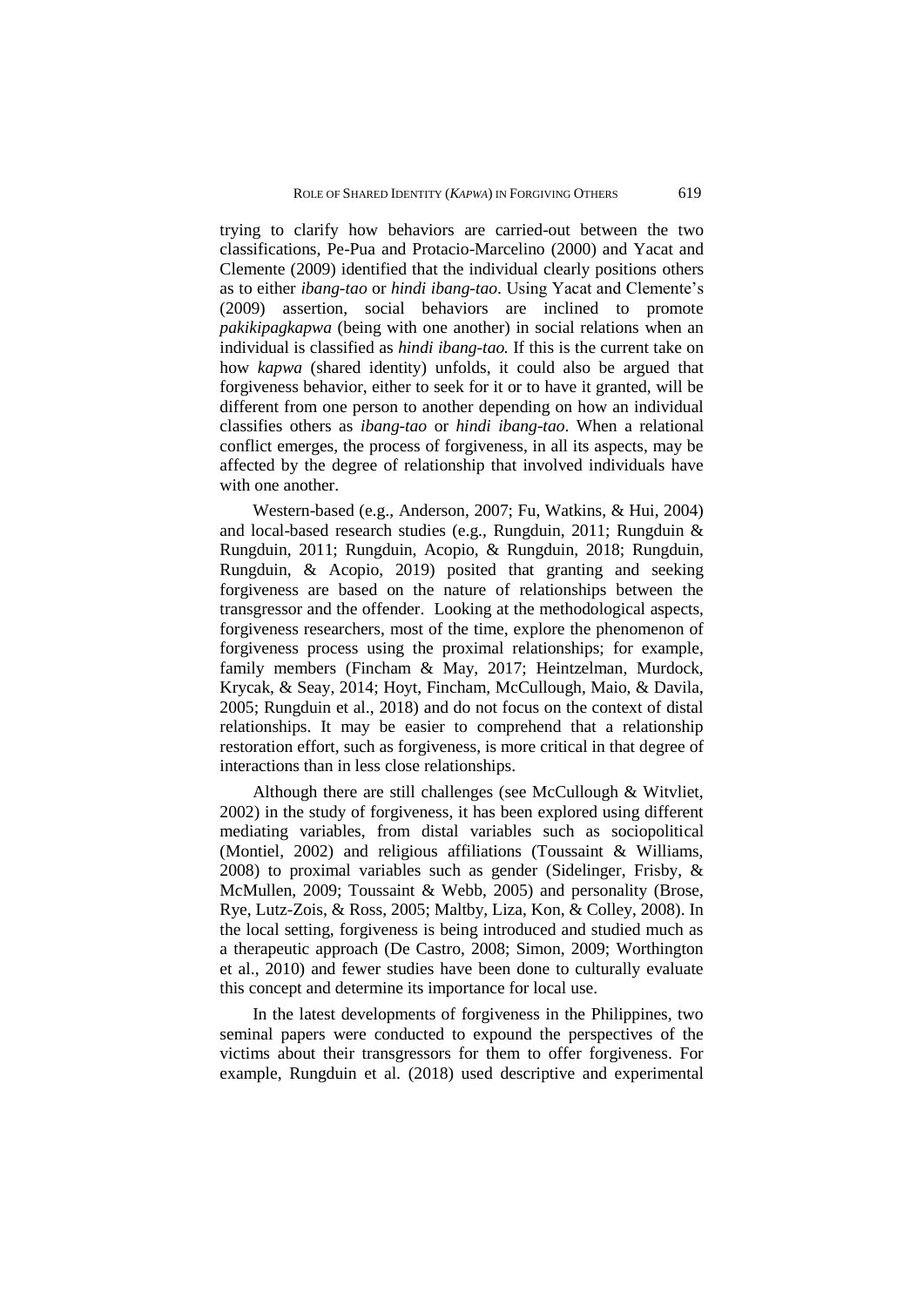trying to clarify how behaviors are carried-out between the two classifications, Pe-Pua and Protacio-Marcelino (2000) and Yacat and Clemente (2009) identified that the individual clearly positions others as to either *ibang-tao* or *hindi ibang-tao*. Using Yacat and Clemente's (2009) assertion, social behaviors are inclined to promote *pakikipagkapwa* (being with one another) in social relations when an individual is classified as *hindi ibang-tao.* If this is the current take on how *kapwa* (shared identity) unfolds, it could also be argued that forgiveness behavior, either to seek for it or to have it granted, will be different from one person to another depending on how an individual classifies others as *ibang-tao* or *hindi ibang-tao*. When a relational conflict emerges, the process of forgiveness, in all its aspects, may be affected by the degree of relationship that involved individuals have with one another.

Western-based (e.g., Anderson, 2007; Fu, Watkins, & Hui, 2004) and local-based research studies (e.g., Rungduin, 2011; Rungduin & Rungduin, 2011; Rungduin, Acopio, & Rungduin, 2018; Rungduin, Rungduin, & Acopio, 2019) posited that granting and seeking forgiveness are based on the nature of relationships between the transgressor and the offender. Looking at the methodological aspects, forgiveness researchers, most of the time, explore the phenomenon of forgiveness process using the proximal relationships; for example, family members (Fincham & May, 2017; Heintzelman, Murdock, Krycak, & Seay, 2014; Hoyt, Fincham, McCullough, Maio, & Davila, 2005; Rungduin et al., 2018) and do not focus on the context of distal relationships. It may be easier to comprehend that a relationship restoration effort, such as forgiveness, is more critical in that degree of interactions than in less close relationships.

Although there are still challenges (see McCullough & Witvliet, 2002) in the study of forgiveness, it has been explored using different mediating variables, from distal variables such as sociopolitical (Montiel, 2002) and religious affiliations (Toussaint & Williams, 2008) to proximal variables such as gender (Sidelinger, Frisby, & McMullen, 2009; Toussaint & Webb, 2005) and personality (Brose, Rye, Lutz-Zois, & Ross, 2005; Maltby, Liza, Kon, & Colley, 2008). In the local setting, forgiveness is being introduced and studied much as a therapeutic approach (De Castro, 2008; Simon, 2009; Worthington et al., 2010) and fewer studies have been done to culturally evaluate this concept and determine its importance for local use.

In the latest developments of forgiveness in the Philippines, two seminal papers were conducted to expound the perspectives of the victims about their transgressors for them to offer forgiveness. For example, Rungduin et al. (2018) used descriptive and experimental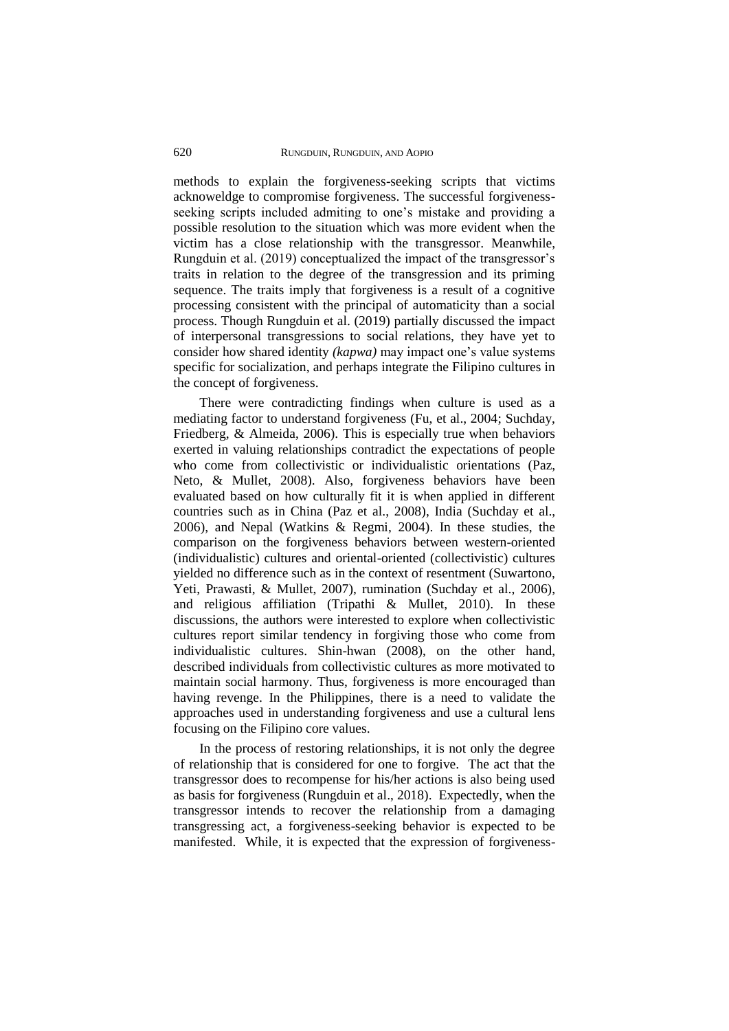methods to explain the forgiveness-seeking scripts that victims acknoweldge to compromise forgiveness. The successful forgiveness-seeking scripts included admiting to one's mistake and providing a possible resolution to the situation which was more evident when the victim has a close relationship with the transgressor. Meanwhile, Rungduin et al. (2019) conceptualized the impact of the transgressor's traits in relation to the degree of the transgression and its priming sequence. The traits imply that forgiveness is a result of a cognitive processing consistent with the principal of automaticity than a social process. Though Rungduin et al. (2019) partially discussed the impact of interpersonal transgressions to social relations, they have yet to consider how shared identity *(kapwa)* may impact one's value systems specific for socialization, and perhaps integrate the Filipino cultures in the concept of forgiveness.

There were contradicting findings when culture is used as a mediating factor to understand forgiveness (Fu, et al., 2004; Suchday, Friedberg, & Almeida, 2006). This is especially true when behaviors exerted in valuing relationships contradict the expectations of people who come from collectivistic or individualistic orientations (Paz, Neto, & Mullet, 2008). Also, forgiveness behaviors have been evaluated based on how culturally fit it is when applied in different countries such as in China (Paz et al., 2008), India (Suchday et al., 2006), and Nepal (Watkins & Regmi, 2004). In these studies, the comparison on the forgiveness behaviors between western-oriented (individualistic) cultures and oriental-oriented (collectivistic) cultures yielded no difference such as in the context of resentment (Suwartono, Yeti, Prawasti, & Mullet, 2007), rumination (Suchday et al., 2006), and religious affiliation (Tripathi & Mullet, 2010). In these discussions, the authors were interested to explore when collectivistic cultures report similar tendency in forgiving those who come from individualistic cultures. Shin-hwan (2008), on the other hand, described individuals from collectivistic cultures as more motivated to maintain social harmony. Thus, forgiveness is more encouraged than having revenge. In the Philippines, there is a need to validate the approaches used in understanding forgiveness and use a cultural lens focusing on the Filipino core values.

In the process of restoring relationships, it is not only the degree of relationship that is considered for one to forgive. The act that the transgressor does to recompense for his/her actions is also being used as basis for forgiveness (Rungduin et al., 2018). Expectedly, when the transgressor intends to recover the relationship from a damaging transgressing act, a forgiveness-seeking behavior is expected to be manifested. While, it is expected that the expression of forgiveness-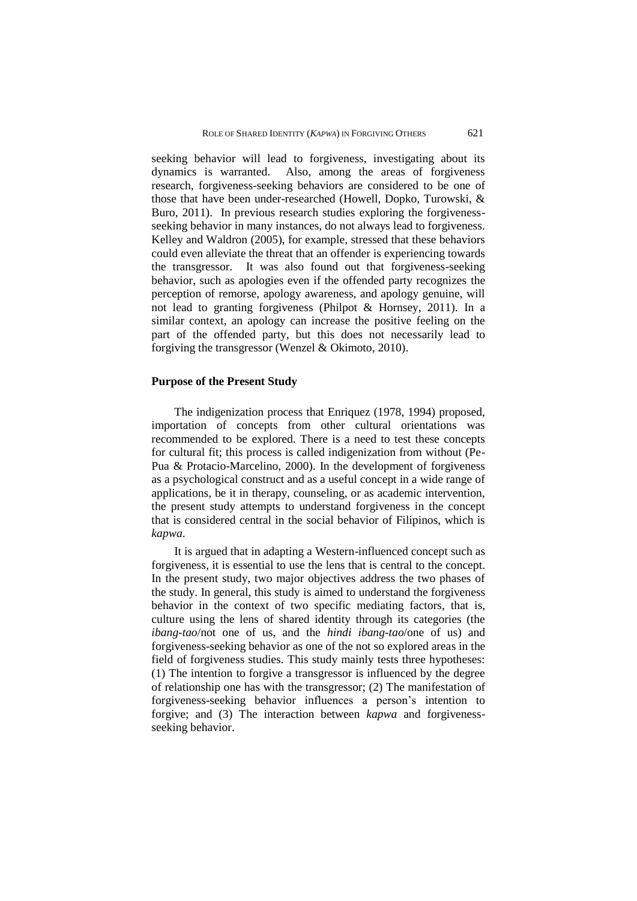seeking behavior will lead to forgiveness, investigating about its dynamics is warranted. Also, among the areas of forgiveness research, forgiveness-seeking behaviors are considered to be one of those that have been under-researched (Howell, Dopko, Turowski, & Buro, 2011). In previous research studies exploring the forgiveness-seeking behavior in many instances, do not always lead to forgiveness. Kelley and Waldron (2005), for example, stressed that these behaviors could even alleviate the threat that an offender is experiencing towards the transgressor. It was also found out that forgiveness-seeking behavior, such as apologies even if the offended party recognizes the perception of remorse, apology awareness, and apology genuine, will not lead to granting forgiveness (Philpot & Hornsey, 2011). In a similar context, an apology can increase the positive feeling on the part of the offended party, but this does not necessarily lead to forgiving the transgressor (Wenzel & Okimoto, 2010).

## Purpose of the Present Study

The indigenization process that Enriquez (1978, 1994) proposed, importation of concepts from other cultural orientations was recommended to be explored. There is a need to test these concepts for cultural fit; this process is called indigenization from without (Pe-Pua & Protacio-Marcelino, 2000). In the development of forgiveness as a psychological construct and as a useful concept in a wide range of applications, be it in therapy, counseling, or as academic intervention, the present study attempts to understand forgiveness in the concept that is considered central in the social behavior of Filipinos, which is *kapwa*.

It is argued that in adapting a Western-influenced concept such as forgiveness, it is essential to use the lens that is central to the concept. In the present study, two major objectives address the two phases of the study. In general, this study is aimed to understand the forgiveness behavior in the context of two specific mediating factors, that is, culture using the lens of shared identity through its categories (the *ibang-tao*/not one of us, and the *hindi ibang-tao*/one of us) and forgiveness-seeking behavior as one of the not so explored areas in the field of forgiveness studies. This study mainly tests three hypotheses: (1) The intention to forgive a transgressor is influenced by the degree of relationship one has with the transgressor; (2) The manifestation of forgiveness-seeking behavior influences a person's intention to forgive; and (3) The interaction between *kapwa* and forgiveness-seeking behavior.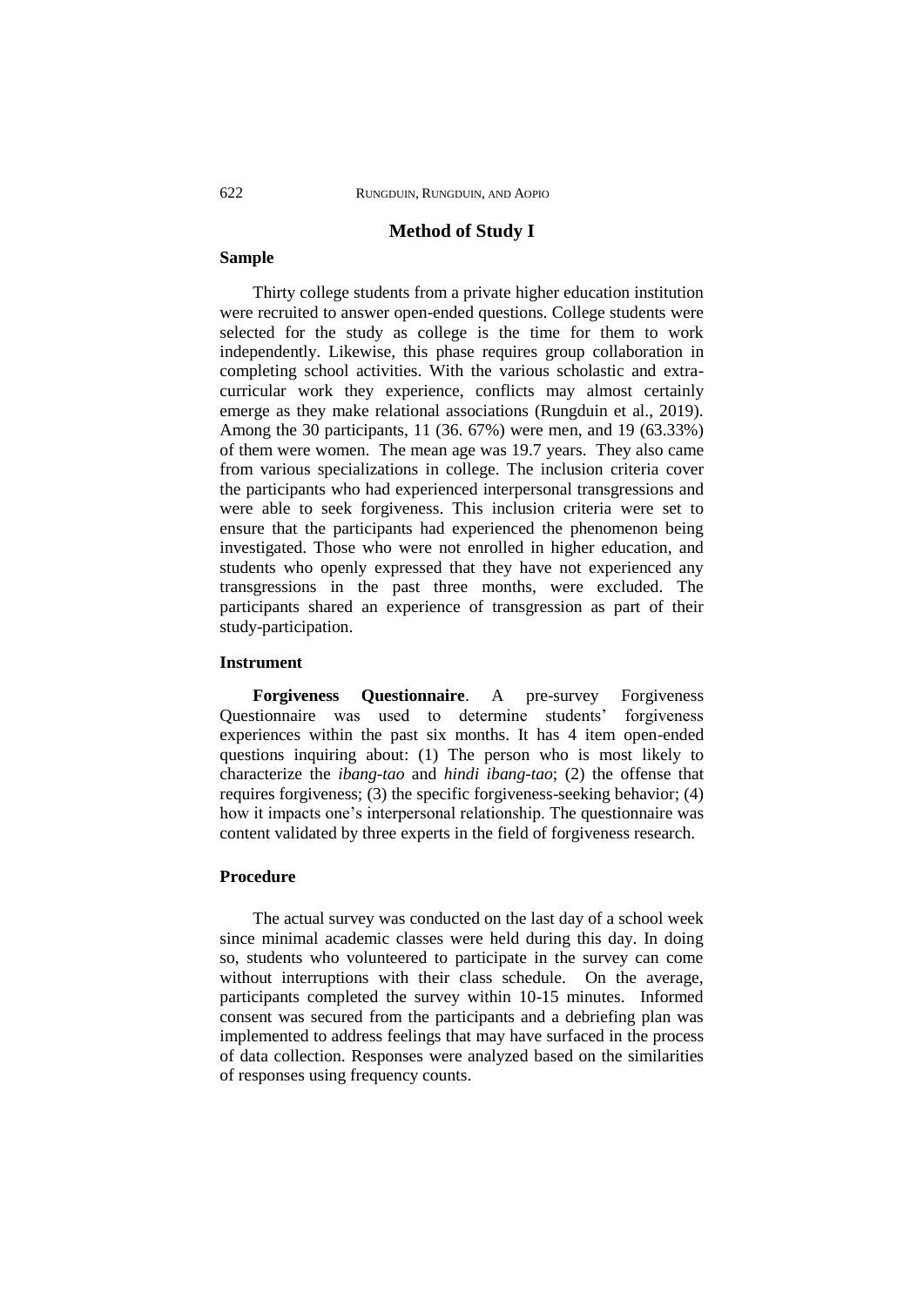## Method of Study I

### Sample

Thirty college students from a private higher education institution were recruited to answer open-ended questions. College students were selected for the study as college is the time for them to work independently. Likewise, this phase requires group collaboration in completing school activities. With the various scholastic and extra-curricular work they experience, conflicts may almost certainly emerge as they make relational associations (Rungduin et al., 2019). Among the 30 participants, 11 (36. 67%) were men, and 19 (63.33%) of them were women. The mean age was 19.7 years. They also came from various specializations in college. The inclusion criteria cover the participants who had experienced interpersonal transgressions and were able to seek forgiveness. This inclusion criteria were set to ensure that the participants had experienced the phenomenon being investigated. Those who were not enrolled in higher education, and students who openly expressed that they have not experienced any transgressions in the past three months, were excluded. The participants shared an experience of transgression as part of their study-participation.

### Instrument

**Forgiveness Questionnaire**. A pre-survey Forgiveness Questionnaire was used to determine students' forgiveness experiences within the past six months. It has 4 item open-ended questions inquiring about: (1) The person who is most likely to characterize the *ibang-tao* and *hindi ibang-tao*; (2) the offense that requires forgiveness; (3) the specific forgiveness-seeking behavior; (4) how it impacts one's interpersonal relationship. The questionnaire was content validated by three experts in the field of forgiveness research.

### Procedure

The actual survey was conducted on the last day of a school week since minimal academic classes were held during this day. In doing so, students who volunteered to participate in the survey can come without interruptions with their class schedule. On the average, participants completed the survey within 10-15 minutes. Informed consent was secured from the participants and a debriefing plan was implemented to address feelings that may have surfaced in the process of data collection. Responses were analyzed based on the similarities of responses using frequency counts.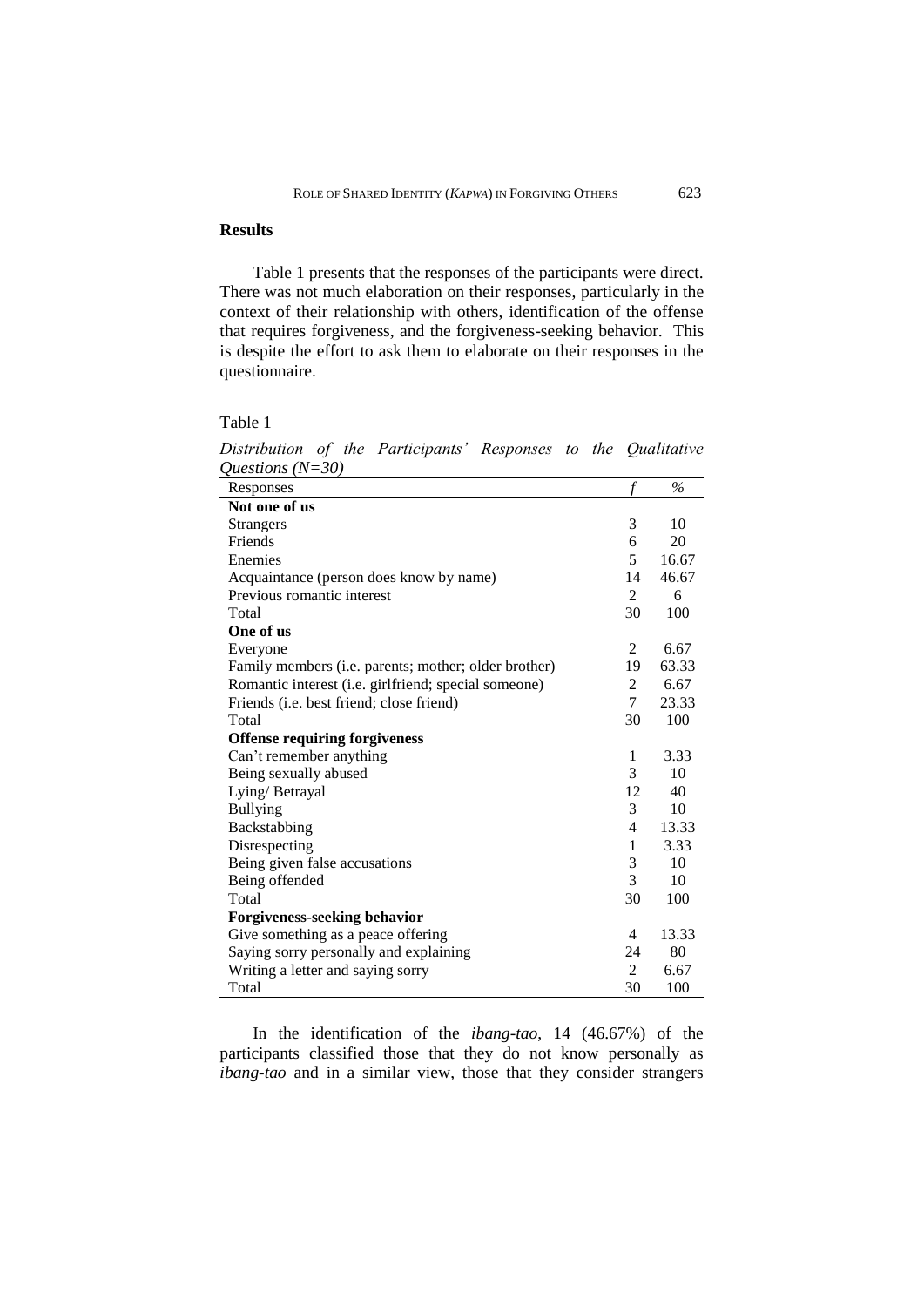## Results

Table 1 presents that the responses of the participants were direct. There was not much elaboration on their responses, particularly in the context of their relationship with others, identification of the offense that requires forgiveness, and the forgiveness-seeking behavior. This is despite the effort to ask them to elaborate on their responses in the questionnaire.

Table 1

*Distribution of the Participants' Responses to the Qualitative Questions (N=30)*

| Responses | *f* | % |
|---|---|---|
| **Not one of us** | | |
| Strangers | 3 | 10 |
| Friends | 6 | 20 |
| Enemies | 5 | 16.67 |
| Acquaintance (person does know by name) | 14 | 46.67 |
| Previous romantic interest | 2 | 6 |
| Total | 30 | 100 |
| **One of us** | | |
| Everyone | 2 | 6.67 |
| Family members (i.e. parents; mother; older brother) | 19 | 63.33 |
| Romantic interest (i.e. girlfriend; special someone) | 2 | 6.67 |
| Friends (i.e. best friend; close friend) | 7 | 23.33 |
| Total | 30 | 100 |
| **Offense requiring forgiveness** | | |
| Can't remember anything | 1 | 3.33 |
| Being sexually abused | 3 | 10 |
| Lying/ Betrayal | 12 | 40 |
| Bullying | 3 | 10 |
| Backstabbing | 4 | 13.33 |
| Disrespecting | 1 | 3.33 |
| Being given false accusations | 3 | 10 |
| Being offended | 3 | 10 |
| Total | 30 | 100 |
| **Forgiveness-seeking behavior** | | |
| Give something as a peace offering | 4 | 13.33 |
| Saying sorry personally and explaining | 24 | 80 |
| Writing a letter and saying sorry | 2 | 6.67 |
| Total | 30 | 100 |

In the identification of the *ibang-tao*, 14 (46.67%) of the participants classified those that they do not know personally as *ibang-tao* and in a similar view, those that they consider strangers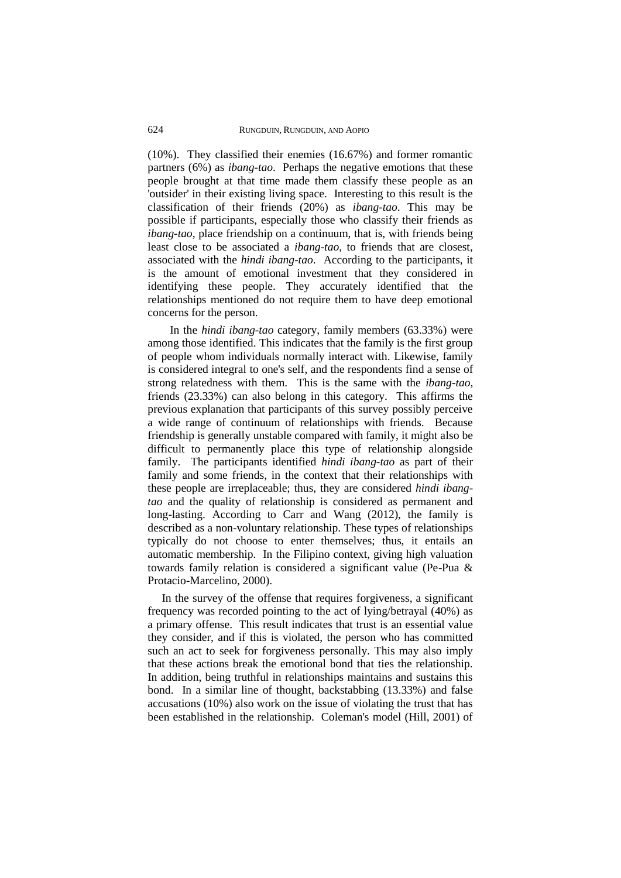(10%). They classified their enemies (16.67%) and former romantic partners (6%) as *ibang-tao*. Perhaps the negative emotions that these people brought at that time made them classify these people as an 'outsider' in their existing living space. Interesting to this result is the classification of their friends (20%) as *ibang-tao*. This may be possible if participants, especially those who classify their friends as *ibang-tao*, place friendship on a continuum, that is, with friends being least close to be associated a *ibang-tao*, to friends that are closest, associated with the *hindi ibang-tao*. According to the participants, it is the amount of emotional investment that they considered in identifying these people. They accurately identified that the relationships mentioned do not require them to have deep emotional concerns for the person.

In the *hindi ibang-tao* category, family members (63.33%) were among those identified. This indicates that the family is the first group of people whom individuals normally interact with. Likewise, family is considered integral to one's self, and the respondents find a sense of strong relatedness with them. This is the same with the *ibang-tao*, friends (23.33%) can also belong in this category. This affirms the previous explanation that participants of this survey possibly perceive a wide range of continuum of relationships with friends. Because friendship is generally unstable compared with family, it might also be difficult to permanently place this type of relationship alongside family. The participants identified *hindi ibang-tao* as part of their family and some friends, in the context that their relationships with these people are irreplaceable; thus, they are considered *hindi ibang-tao* and the quality of relationship is considered as permanent and long-lasting. According to Carr and Wang (2012), the family is described as a non-voluntary relationship. These types of relationships typically do not choose to enter themselves; thus, it entails an automatic membership. In the Filipino context, giving high valuation towards family relation is considered a significant value (Pe-Pua & Protacio-Marcelino, 2000).

In the survey of the offense that requires forgiveness, a significant frequency was recorded pointing to the act of lying/betrayal (40%) as a primary offense. This result indicates that trust is an essential value they consider, and if this is violated, the person who has committed such an act to seek for forgiveness personally. This may also imply that these actions break the emotional bond that ties the relationship. In addition, being truthful in relationships maintains and sustains this bond. In a similar line of thought, backstabbing (13.33%) and false accusations (10%) also work on the issue of violating the trust that has been established in the relationship. Coleman's model (Hill, 2001) of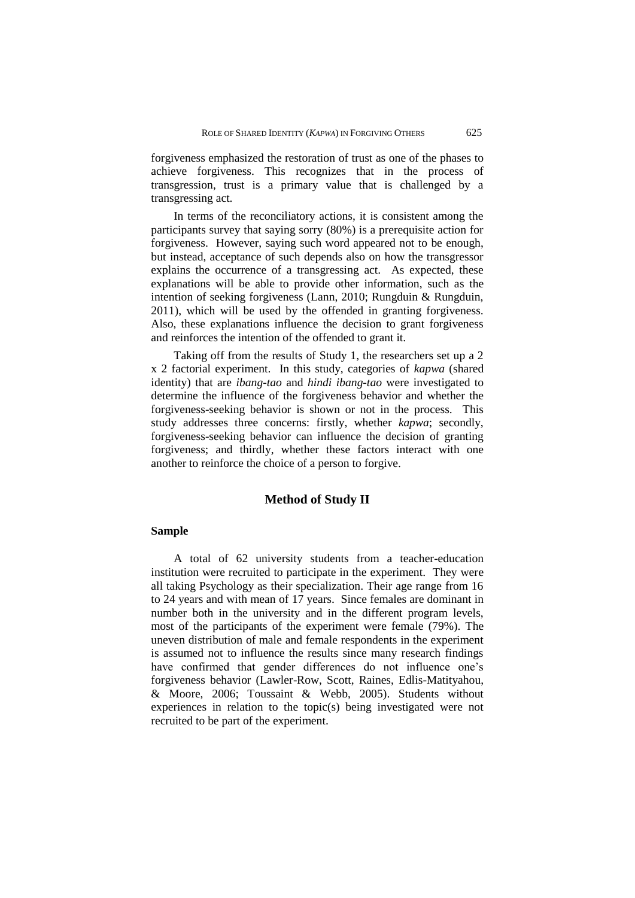forgiveness emphasized the restoration of trust as one of the phases to achieve forgiveness. This recognizes that in the process of transgression, trust is a primary value that is challenged by a transgressing act.

In terms of the reconciliatory actions, it is consistent among the participants survey that saying sorry (80%) is a prerequisite action for forgiveness. However, saying such word appeared not to be enough, but instead, acceptance of such depends also on how the transgressor explains the occurrence of a transgressing act. As expected, these explanations will be able to provide other information, such as the intention of seeking forgiveness (Lann, 2010; Rungduin & Rungduin, 2011), which will be used by the offended in granting forgiveness. Also, these explanations influence the decision to grant forgiveness and reinforces the intention of the offended to grant it.

Taking off from the results of Study 1, the researchers set up a 2 x 2 factorial experiment. In this study, categories of *kapwa* (shared identity) that are *ibang-tao* and *hindi ibang-tao* were investigated to determine the influence of the forgiveness behavior and whether the forgiveness-seeking behavior is shown or not in the process. This study addresses three concerns: firstly, whether *kapwa*; secondly, forgiveness-seeking behavior can influence the decision of granting forgiveness; and thirdly, whether these factors interact with one another to reinforce the choice of a person to forgive.

## Method of Study II

### Sample

A total of 62 university students from a teacher-education institution were recruited to participate in the experiment. They were all taking Psychology as their specialization. Their age range from 16 to 24 years and with mean of 17 years. Since females are dominant in number both in the university and in the different program levels, most of the participants of the experiment were female (79%). The uneven distribution of male and female respondents in the experiment is assumed not to influence the results since many research findings have confirmed that gender differences do not influence one's forgiveness behavior (Lawler-Row, Scott, Raines, Edlis-Matityahou, & Moore, 2006; Toussaint & Webb, 2005). Students without experiences in relation to the topic(s) being investigated were not recruited to be part of the experiment.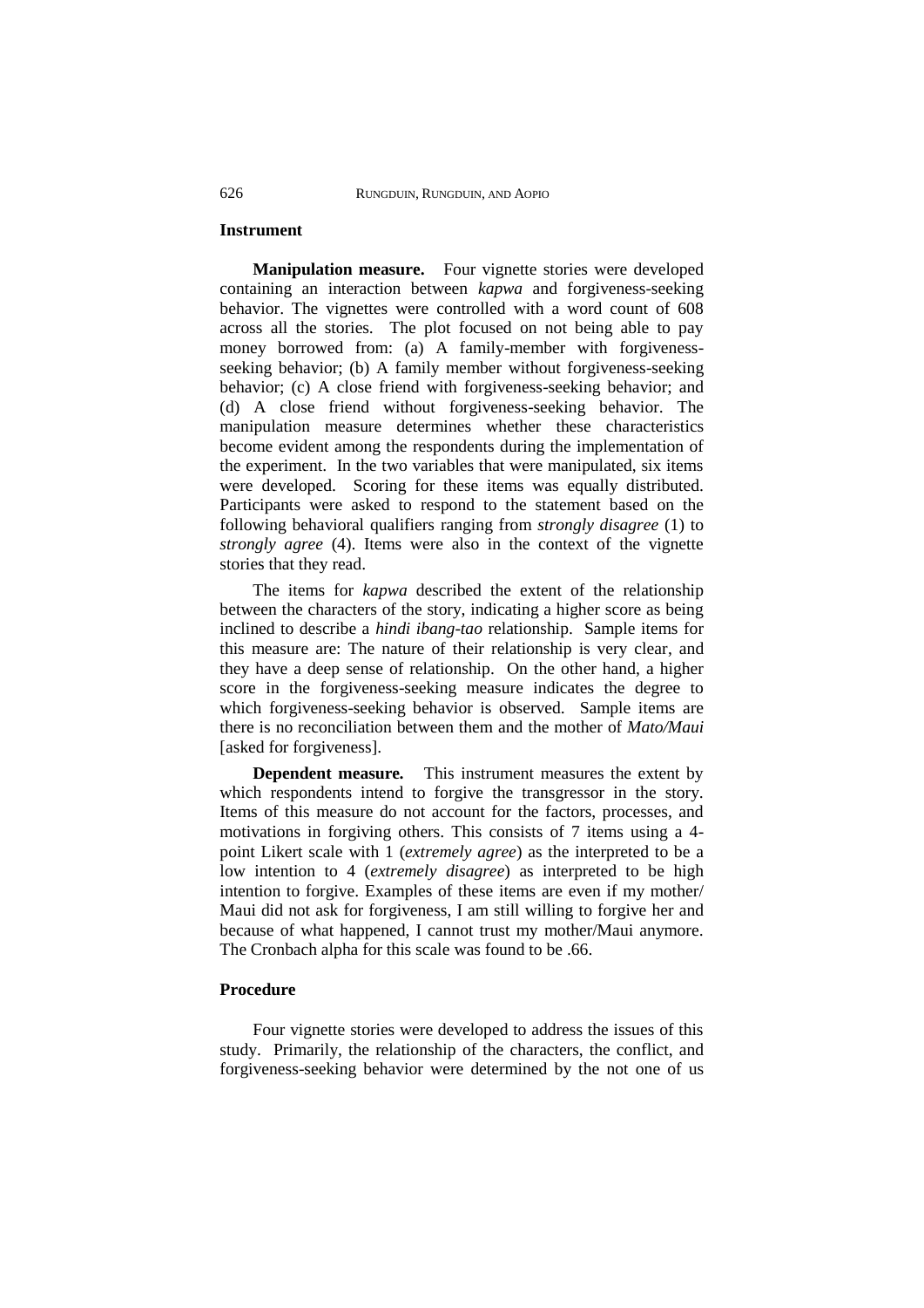## Instrument

**Manipulation measure.** Four vignette stories were developed containing an interaction between *kapwa* and forgiveness-seeking behavior. The vignettes were controlled with a word count of 608 across all the stories. The plot focused on not being able to pay money borrowed from: (a) A family-member with forgiveness-seeking behavior; (b) A family member without forgiveness-seeking behavior; (c) A close friend with forgiveness-seeking behavior; and (d) A close friend without forgiveness-seeking behavior. The manipulation measure determines whether these characteristics become evident among the respondents during the implementation of the experiment. In the two variables that were manipulated, six items were developed. Scoring for these items was equally distributed. Participants were asked to respond to the statement based on the following behavioral qualifiers ranging from *strongly disagree* (1) to *strongly agree* (4). Items were also in the context of the vignette stories that they read.

The items for *kapwa* described the extent of the relationship between the characters of the story, indicating a higher score as being inclined to describe a *hindi ibang-tao* relationship. Sample items for this measure are: The nature of their relationship is very clear, and they have a deep sense of relationship. On the other hand, a higher score in the forgiveness-seeking measure indicates the degree to which forgiveness-seeking behavior is observed. Sample items are there is no reconciliation between them and the mother of *Mato/Maui* [asked for forgiveness].

**Dependent measure.** This instrument measures the extent by which respondents intend to forgive the transgressor in the story. Items of this measure do not account for the factors, processes, and motivations in forgiving others. This consists of 7 items using a 4-point Likert scale with 1 (*extremely agree*) as the interpreted to be a low intention to 4 (*extremely disagree*) as interpreted to be high intention to forgive. Examples of these items are even if my mother/ Maui did not ask for forgiveness, I am still willing to forgive her and because of what happened, I cannot trust my mother/Maui anymore. The Cronbach alpha for this scale was found to be .66.

## Procedure

Four vignette stories were developed to address the issues of this study. Primarily, the relationship of the characters, the conflict, and forgiveness-seeking behavior were determined by the not one of us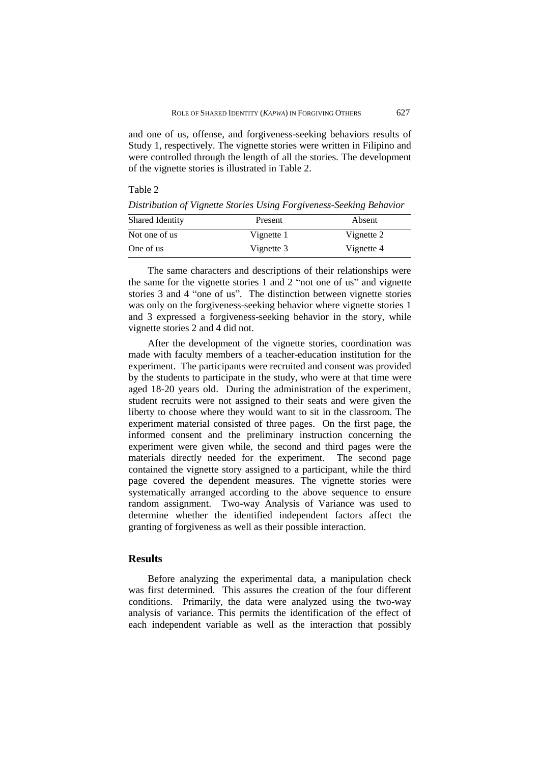and one of us, offense, and forgiveness-seeking behaviors results of Study 1, respectively. The vignette stories were written in Filipino and were controlled through the length of all the stories. The development of the vignette stories is illustrated in Table 2.

Table 2

*Distribution of Vignette Stories Using Forgiveness-Seeking Behavior*

| Shared Identity | Present | Absent |
|---|---|---|
| Not one of us | Vignette 1 | Vignette 2 |
| One of us | Vignette 3 | Vignette 4 |

The same characters and descriptions of their relationships were the same for the vignette stories 1 and 2 "not one of us" and vignette stories 3 and 4 "one of us". The distinction between vignette stories was only on the forgiveness-seeking behavior where vignette stories 1 and 3 expressed a forgiveness-seeking behavior in the story, while vignette stories 2 and 4 did not.

After the development of the vignette stories, coordination was made with faculty members of a teacher-education institution for the experiment. The participants were recruited and consent was provided by the students to participate in the study, who were at that time were aged 18-20 years old. During the administration of the experiment, student recruits were not assigned to their seats and were given the liberty to choose where they would want to sit in the classroom. The experiment material consisted of three pages. On the first page, the informed consent and the preliminary instruction concerning the experiment were given while, the second and third pages were the materials directly needed for the experiment. The second page contained the vignette story assigned to a participant, while the third page covered the dependent measures. The vignette stories were systematically arranged according to the above sequence to ensure random assignment. Two-way Analysis of Variance was used to determine whether the identified independent factors affect the granting of forgiveness as well as their possible interaction.

## Results

Before analyzing the experimental data, a manipulation check was first determined. This assures the creation of the four different conditions. Primarily, the data were analyzed using the two-way analysis of variance. This permits the identification of the effect of each independent variable as well as the interaction that possibly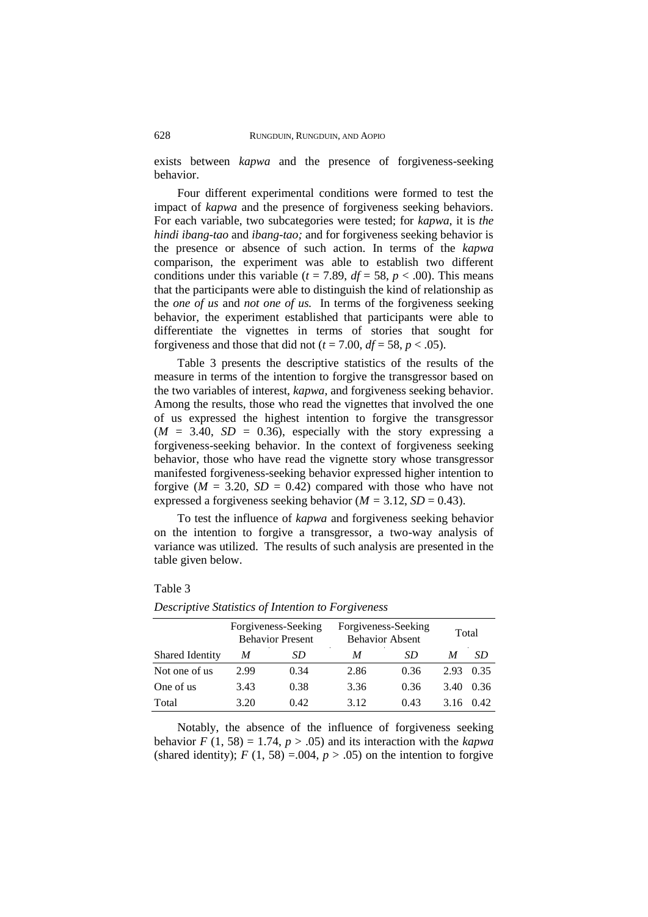exists between *kapwa* and the presence of forgiveness-seeking behavior.

Four different experimental conditions were formed to test the impact of *kapwa* and the presence of forgiveness seeking behaviors. For each variable, two subcategories were tested; for *kapwa*, it is *the hindi ibang-tao* and *ibang-tao;* and for forgiveness seeking behavior is the presence or absence of such action. In terms of the *kapwa* comparison, the experiment was able to establish two different conditions under this variable ($t$ = 7.89, $df$ = 58, $p$ < .00). This means that the participants were able to distinguish the kind of relationship as the *one of us* and *not one of us.* In terms of the forgiveness seeking behavior, the experiment established that participants were able to differentiate the vignettes in terms of stories that sought for forgiveness and those that did not ($t$ = 7.00, $df$ = 58, $p$ < .05).

Table 3 presents the descriptive statistics of the results of the measure in terms of the intention to forgive the transgressor based on the two variables of interest, *kapwa*, and forgiveness seeking behavior. Among the results, those who read the vignettes that involved the one of us expressed the highest intention to forgive the transgressor ($M$ = 3.40, $SD$ = 0.36), especially with the story expressing a forgiveness-seeking behavior. In the context of forgiveness seeking behavior, those who have read the vignette story whose transgressor manifested forgiveness-seeking behavior expressed higher intention to forgive ($M$ = 3.20, $SD$ = 0.42) compared with those who have not expressed a forgiveness seeking behavior ($M$ = 3.12, $SD$ = 0.43).

To test the influence of *kapwa* and forgiveness seeking behavior on the intention to forgive a transgressor, a two-way analysis of variance was utilized. The results of such analysis are presented in the table given below.

Table 3

*Descriptive Statistics of Intention to Forgiveness*

| | Forgiveness-Seeking Behavior Present | | Forgiveness-Seeking Behavior Absent | | Total | |
|---|---|---|---|---|---|---|
| Shared Identity | *M* | *SD* | *M* | *SD* | *M* | *SD* |
| Not one of us | 2.99 | 0.34 | 2.86 | 0.36 | 2.93 | 0.35 |
| One of us | 3.43 | 0.38 | 3.36 | 0.36 | 3.40 | 0.36 |
| Total | 3.20 | 0.42 | 3.12 | 0.43 | 3.16 | 0.42 |

Notably, the absence of the influence of forgiveness seeking behavior $F$ (1, 58) = 1.74, $p$ > .05) and its interaction with the *kapwa* (shared identity); $F$ (1, 58) =.004, $p$ > .05) on the intention to forgive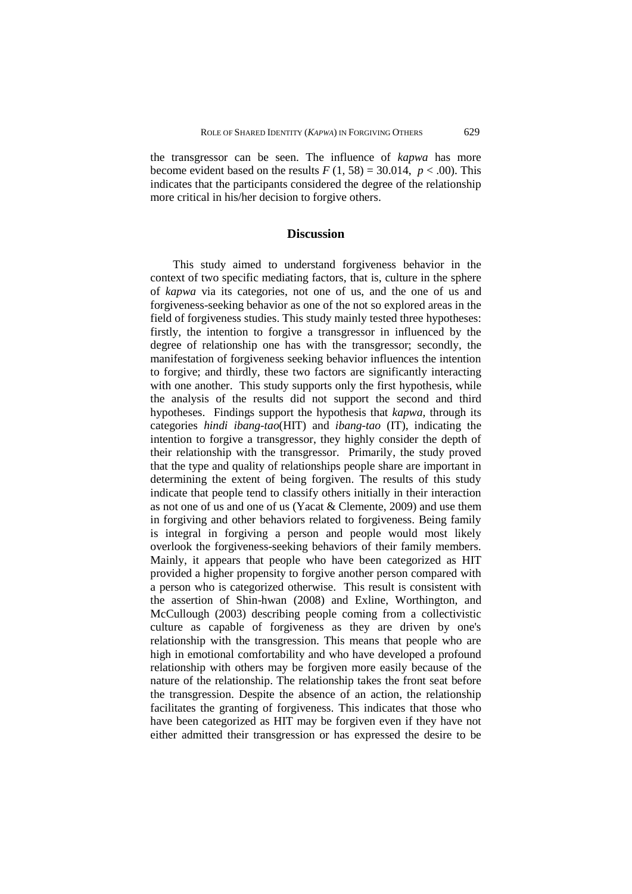the transgressor can be seen. The influence of *kapwa* has more become evident based on the results $F$ (1, 58) = 30.014, $p < .00$). This indicates that the participants considered the degree of the relationship more critical in his/her decision to forgive others.

## Discussion

This study aimed to understand forgiveness behavior in the context of two specific mediating factors, that is, culture in the sphere of *kapwa* via its categories, not one of us, and the one of us and forgiveness-seeking behavior as one of the not so explored areas in the field of forgiveness studies. This study mainly tested three hypotheses: firstly, the intention to forgive a transgressor in influenced by the degree of relationship one has with the transgressor; secondly, the manifestation of forgiveness seeking behavior influences the intention to forgive; and thirdly, these two factors are significantly interacting with one another. This study supports only the first hypothesis, while the analysis of the results did not support the second and third hypotheses. Findings support the hypothesis that *kapwa*, through its categories *hindi ibang-tao*(HIT) and *ibang-tao* (IT), indicating the intention to forgive a transgressor, they highly consider the depth of their relationship with the transgressor. Primarily, the study proved that the type and quality of relationships people share are important in determining the extent of being forgiven. The results of this study indicate that people tend to classify others initially in their interaction as not one of us and one of us (Yacat & Clemente, 2009) and use them in forgiving and other behaviors related to forgiveness. Being family is integral in forgiving a person and people would most likely overlook the forgiveness-seeking behaviors of their family members. Mainly, it appears that people who have been categorized as HIT provided a higher propensity to forgive another person compared with a person who is categorized otherwise. This result is consistent with the assertion of Shin-hwan (2008) and Exline, Worthington, and McCullough (2003) describing people coming from a collectivistic culture as capable of forgiveness as they are driven by one's relationship with the transgression. This means that people who are high in emotional comfortability and who have developed a profound relationship with others may be forgiven more easily because of the nature of the relationship. The relationship takes the front seat before the transgression. Despite the absence of an action, the relationship facilitates the granting of forgiveness. This indicates that those who have been categorized as HIT may be forgiven even if they have not either admitted their transgression or has expressed the desire to be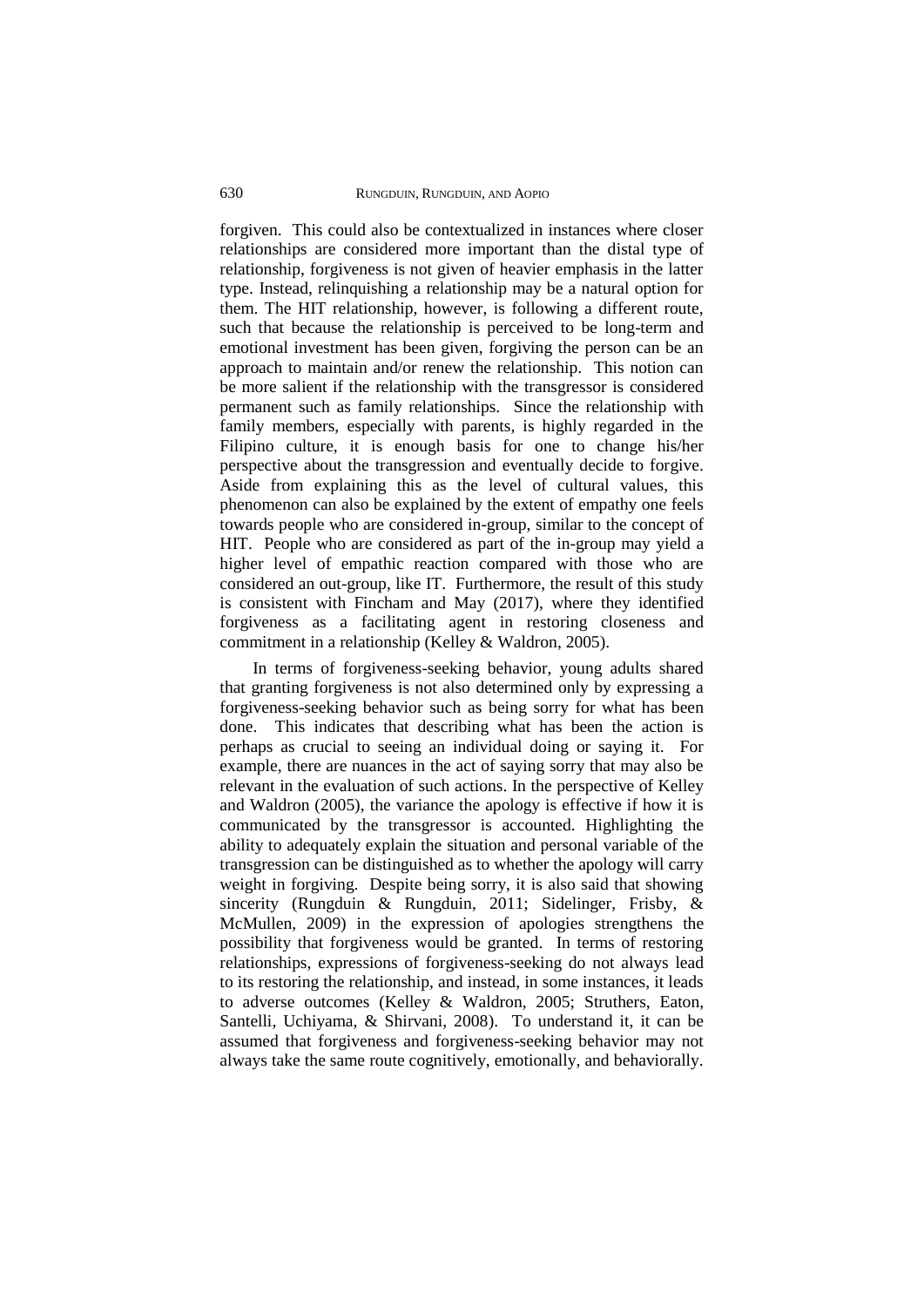forgiven. This could also be contextualized in instances where closer relationships are considered more important than the distal type of relationship, forgiveness is not given of heavier emphasis in the latter type. Instead, relinquishing a relationship may be a natural option for them. The HIT relationship, however, is following a different route, such that because the relationship is perceived to be long-term and emotional investment has been given, forgiving the person can be an approach to maintain and/or renew the relationship. This notion can be more salient if the relationship with the transgressor is considered permanent such as family relationships. Since the relationship with family members, especially with parents, is highly regarded in the Filipino culture, it is enough basis for one to change his/her perspective about the transgression and eventually decide to forgive. Aside from explaining this as the level of cultural values, this phenomenon can also be explained by the extent of empathy one feels towards people who are considered in-group, similar to the concept of HIT. People who are considered as part of the in-group may yield a higher level of empathic reaction compared with those who are considered an out-group, like IT. Furthermore, the result of this study is consistent with Fincham and May (2017), where they identified forgiveness as a facilitating agent in restoring closeness and commitment in a relationship (Kelley & Waldron, 2005).

In terms of forgiveness-seeking behavior, young adults shared that granting forgiveness is not also determined only by expressing a forgiveness-seeking behavior such as being sorry for what has been done. This indicates that describing what has been the action is perhaps as crucial to seeing an individual doing or saying it. For example, there are nuances in the act of saying sorry that may also be relevant in the evaluation of such actions. In the perspective of Kelley and Waldron (2005), the variance the apology is effective if how it is communicated by the transgressor is accounted. Highlighting the ability to adequately explain the situation and personal variable of the transgression can be distinguished as to whether the apology will carry weight in forgiving. Despite being sorry, it is also said that showing sincerity (Rungduin & Rungduin, 2011; Sidelinger, Frisby, & McMullen, 2009) in the expression of apologies strengthens the possibility that forgiveness would be granted. In terms of restoring relationships, expressions of forgiveness-seeking do not always lead to its restoring the relationship, and instead, in some instances, it leads to adverse outcomes (Kelley & Waldron, 2005; Struthers, Eaton, Santelli, Uchiyama, & Shirvani, 2008). To understand it, it can be assumed that forgiveness and forgiveness-seeking behavior may not always take the same route cognitively, emotionally, and behaviorally.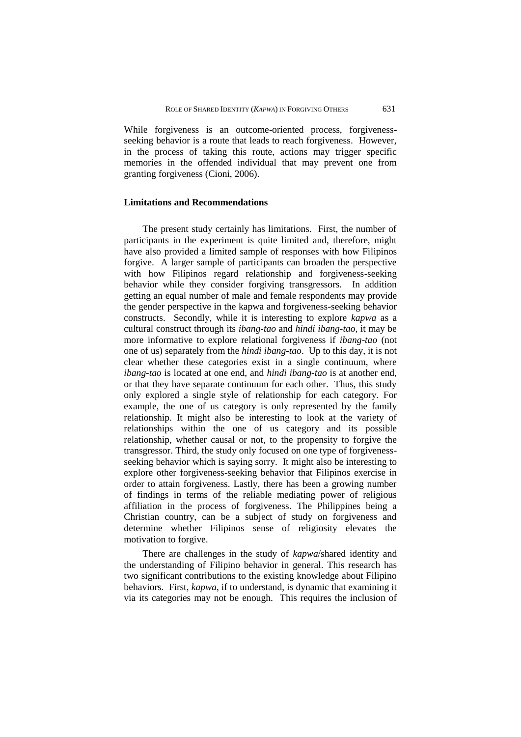While forgiveness is an outcome-oriented process, forgiveness-seeking behavior is a route that leads to reach forgiveness. However, in the process of taking this route, actions may trigger specific memories in the offended individual that may prevent one from granting forgiveness (Cioni, 2006).

**Limitations and Recommendations**

The present study certainly has limitations. First, the number of participants in the experiment is quite limited and, therefore, might have also provided a limited sample of responses with how Filipinos forgive. A larger sample of participants can broaden the perspective with how Filipinos regard relationship and forgiveness-seeking behavior while they consider forgiving transgressors. In addition getting an equal number of male and female respondents may provide the gender perspective in the kapwa and forgiveness-seeking behavior constructs. Secondly, while it is interesting to explore *kapwa* as a cultural construct through its *ibang-tao* and *hindi ibang-tao*, it may be more informative to explore relational forgiveness if *ibang-tao* (not one of us) separately from the *hindi ibang-tao*. Up to this day, it is not clear whether these categories exist in a single continuum, where *ibang-tao* is located at one end, and *hindi ibang-tao* is at another end, or that they have separate continuum for each other. Thus, this study only explored a single style of relationship for each category. For example, the one of us category is only represented by the family relationship. It might also be interesting to look at the variety of relationships within the one of us category and its possible relationship, whether causal or not, to the propensity to forgive the transgressor. Third, the study only focused on one type of forgiveness-seeking behavior which is saying sorry. It might also be interesting to explore other forgiveness-seeking behavior that Filipinos exercise in order to attain forgiveness. Lastly, there has been a growing number of findings in terms of the reliable mediating power of religious affiliation in the process of forgiveness. The Philippines being a Christian country, can be a subject of study on forgiveness and determine whether Filipinos sense of religiosity elevates the motivation to forgive.

There are challenges in the study of *kapwa*/shared identity and the understanding of Filipino behavior in general. This research has two significant contributions to the existing knowledge about Filipino behaviors. First, *kapwa*, if to understand, is dynamic that examining it via its categories may not be enough. This requires the inclusion of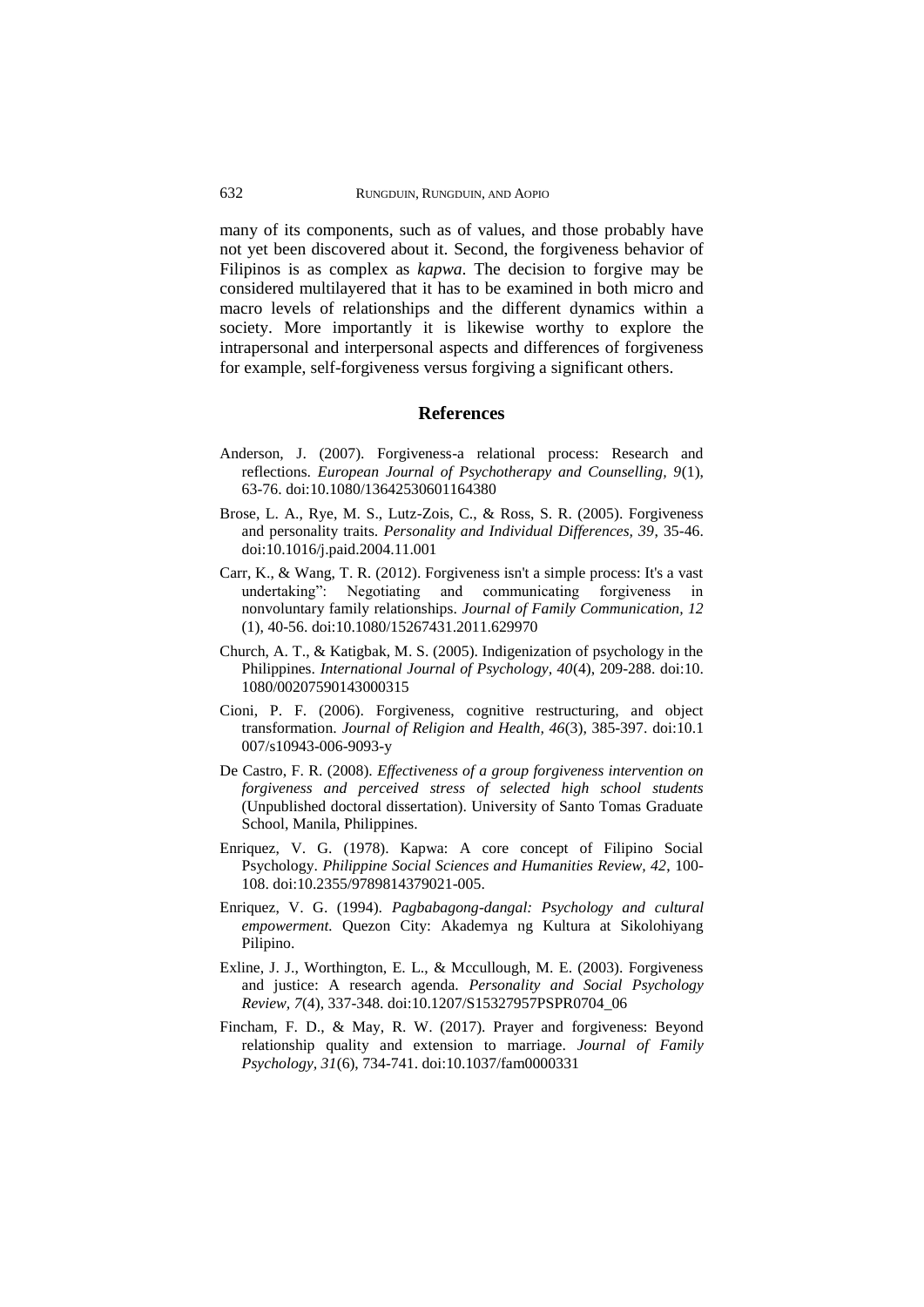many of its components, such as of values, and those probably have not yet been discovered about it. Second, the forgiveness behavior of Filipinos is as complex as *kapwa*. The decision to forgive may be considered multilayered that it has to be examined in both micro and macro levels of relationships and the different dynamics within a society. More importantly it is likewise worthy to explore the intrapersonal and interpersonal aspects and differences of forgiveness for example, self-forgiveness versus forgiving a significant others.

## References

Anderson, J. (2007). Forgiveness-a relational process: Research and reflections. *European Journal of Psychotherapy and Counselling, 9*(1), 63-76. doi:10.1080/13642530601164380

Brose, L. A., Rye, M. S., Lutz-Zois, C., & Ross, S. R. (2005). Forgiveness and personality traits. *Personality and Individual Differences, 39*, 35-46. doi:10.1016/j.paid.2004.11.001

Carr, K., & Wang, T. R. (2012). Forgiveness isn't a simple process: It's a vast undertaking": Negotiating and communicating forgiveness in nonvoluntary family relationships. *Journal of Family Communication, 12* (1), 40-56. doi:10.1080/15267431.2011.629970

Church, A. T., & Katigbak, M. S. (2005). Indigenization of psychology in the Philippines. *International Journal of Psychology, 40*(4), 209-288. doi:10.1080/00207590143000315

Cioni, P. F. (2006). Forgiveness, cognitive restructuring, and object transformation. *Journal of Religion and Health, 46*(3), 385-397. doi:10.1007/s10943-006-9093-y

De Castro, F. R. (2008). *Effectiveness of a group forgiveness intervention on forgiveness and perceived stress of selected high school students* (Unpublished doctoral dissertation). University of Santo Tomas Graduate School, Manila, Philippines.

Enriquez, V. G. (1978). Kapwa: A core concept of Filipino Social Psychology. *Philippine Social Sciences and Humanities Review, 42*, 100-108. doi:10.2355/9789814379021-005.

Enriquez, V. G. (1994). *Pagbabagong-dangal: Psychology and cultural empowerment.* Quezon City: Akademya ng Kultura at Sikolohiyang Pilipino.

Exline, J. J., Worthington, E. L., & Mccullough, M. E. (2003). Forgiveness and justice: A research agenda. *Personality and Social Psychology Review, 7*(4), 337-348. doi:10.1207/S15327957PSPR0704_06

Fincham, F. D., & May, R. W. (2017). Prayer and forgiveness: Beyond relationship quality and extension to marriage. *Journal of Family Psychology, 31*(6), 734-741. doi:10.1037/fam0000331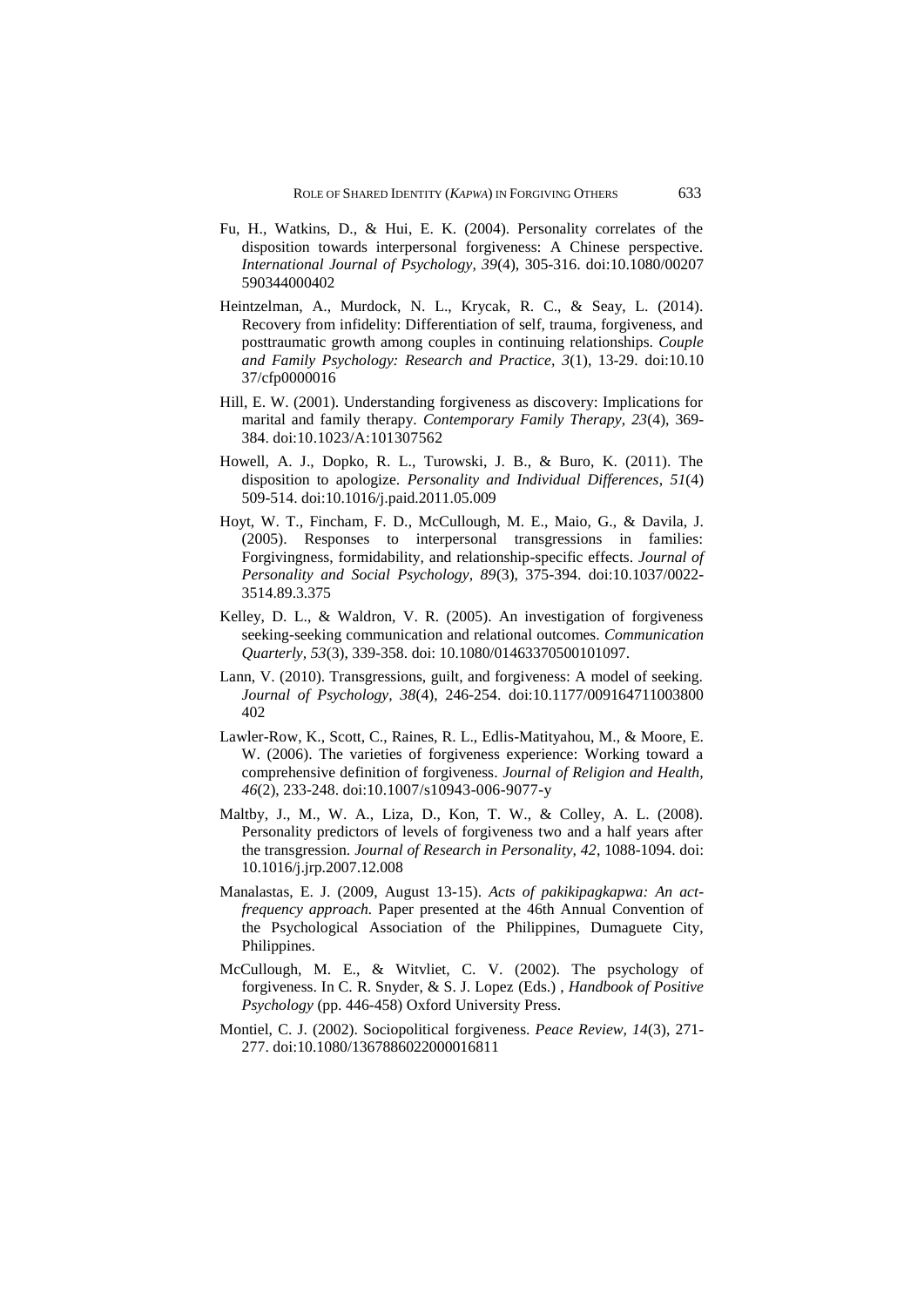Fu, H., Watkins, D., & Hui, E. K. (2004). Personality correlates of the disposition towards interpersonal forgiveness: A Chinese perspective. *International Journal of Psychology, 39*(4), 305-316. doi:10.1080/00207590344000402

Heintzelman, A., Murdock, N. L., Krycak, R. C., & Seay, L. (2014). Recovery from infidelity: Differentiation of self, trauma, forgiveness, and posttraumatic growth among couples in continuing relationships. *Couple and Family Psychology: Research and Practice, 3*(1), 13-29. doi:10.1037/cfp0000016

Hill, E. W. (2001). Understanding forgiveness as discovery: Implications for marital and family therapy. *Contemporary Family Therapy, 23*(4), 369-384. doi:10.1023/A:101307562

Howell, A. J., Dopko, R. L., Turowski, J. B., & Buro, K. (2011). The disposition to apologize. *Personality and Individual Differences, 51*(4) 509-514. doi:10.1016/j.paid.2011.05.009

Hoyt, W. T., Fincham, F. D., McCullough, M. E., Maio, G., & Davila, J. (2005). Responses to interpersonal transgressions in families: Forgivingness, formidability, and relationship-specific effects. *Journal of Personality and Social Psychology, 89*(3), 375-394. doi:10.1037/0022-3514.89.3.375

Kelley, D. L., & Waldron, V. R. (2005). An investigation of forgiveness seeking-seeking communication and relational outcomes. *Communication Quarterly, 53*(3), 339-358. doi: 10.1080/01463370500101097.

Lann, V. (2010). Transgressions, guilt, and forgiveness: A model of seeking. *Journal of Psychology, 38*(4), 246-254. doi:10.1177/009164711003800402

Lawler-Row, K., Scott, C., Raines, R. L., Edlis-Matityahou, M., & Moore, E. W. (2006). The varieties of forgiveness experience: Working toward a comprehensive definition of forgiveness. *Journal of Religion and Health, 46*(2), 233-248. doi:10.1007/s10943-006-9077-y

Maltby, J., M., W. A., Liza, D., Kon, T. W., & Colley, A. L. (2008). Personality predictors of levels of forgiveness two and a half years after the transgression. *Journal of Research in Personality, 42*, 1088-1094. doi: 10.1016/j.jrp.2007.12.008

Manalastas, E. J. (2009, August 13-15). *Acts of pakikipagkapwa: An act-frequency approach.* Paper presented at the 46th Annual Convention of the Psychological Association of the Philippines, Dumaguete City, Philippines.

McCullough, M. E., & Witvliet, C. V. (2002). The psychology of forgiveness. In C. R. Snyder, & S. J. Lopez (Eds.) , *Handbook of Positive Psychology* (pp. 446-458) Oxford University Press.

Montiel, C. J. (2002). Sociopolitical forgiveness. *Peace Review, 14*(3), 271-277. doi:10.1080/1367886022000016811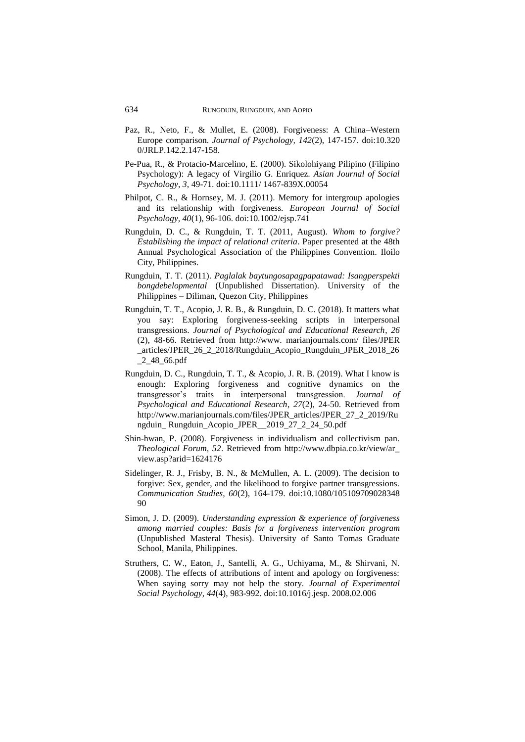Paz, R., Neto, F., & Mullet, E. (2008). Forgiveness: A China–Western Europe comparison. *Journal of Psychology, 142*(2), 147-157. doi:10.3200/JRLP.142.2.147-158.

Pe-Pua, R., & Protacio-Marcelino, E. (2000). Sikolohiyang Pilipino (Filipino Psychology): A legacy of Virgilio G. Enriquez. *Asian Journal of Social Psychology*, *3*, 49-71. doi:10.1111/ 1467-839X.00054

Philpot, C. R., & Hornsey, M. J. (2011). Memory for intergroup apologies and its relationship with forgiveness. *European Journal of Social Psychology*, *40*(1), 96-106. doi:10.1002/ejsp.741

Rungduin, D. C., & Rungduin, T. T. (2011, August). *Whom to forgive? Establishing the impact of relational criteria*. Paper presented at the 48th Annual Psychological Association of the Philippines Convention. Iloilo City, Philippines.

Rungduin, T. T. (2011). *Paglalak baytungosapagpapatawad: Isangperspekti bongdebelopmental* (Unpublished Dissertation). University of the Philippines – Diliman, Quezon City, Philippines

Rungduin, T. T., Acopio, J. R. B., & Rungduin, D. C. (2018). It matters what you say: Exploring forgiveness-seeking scripts in interpersonal transgressions. *Journal of Psychological and Educational Research*, *26* (2), 48-66. Retrieved from http://www. marianjournals.com/ files/JPER _articles/JPER_26_2_2018/Rungduin_Acopio_Rungduin_JPER_2018_26 _2_48_66.pdf

Rungduin, D. C., Rungduin, T. T., & Acopio, J. R. B. (2019). What I know is enough: Exploring forgiveness and cognitive dynamics on the transgressor's traits in interpersonal transgression. *Journal of Psychological and Educational Research*, *27*(2), 24-50. Retrieved from http://www.marianjournals.com/files/JPER_articles/JPER_27_2_2019/Rungduin_ Rungduin_Acopio_JPER__2019_27_2_24_50.pdf

Shin-hwan, P. (2008). Forgiveness in individualism and collectivism pan. *Theological Forum, 52*. Retrieved from http://www.dbpia.co.kr/view/ar_ view.asp?arid=1624176

Sidelinger, R. J., Frisby, B. N., & McMullen, A. L. (2009). The decision to forgive: Sex, gender, and the likelihood to forgive partner transgressions. *Communication Studies*, *60*(2), 164-179. doi:10.1080/10510970902834890

Simon, J. D. (2009). *Understanding expression & experience of forgiveness among married couples: Basis for a forgiveness intervention program* (Unpublished Masteral Thesis). University of Santo Tomas Graduate School, Manila, Philippines.

Struthers, C. W., Eaton, J., Santelli, A. G., Uchiyama, M., & Shirvani, N. (2008). The effects of attributions of intent and apology on forgiveness: When saying sorry may not help the story. *Journal of Experimental Social Psychology*, *44*(4), 983-992. doi:10.1016/j.jesp. 2008.02.006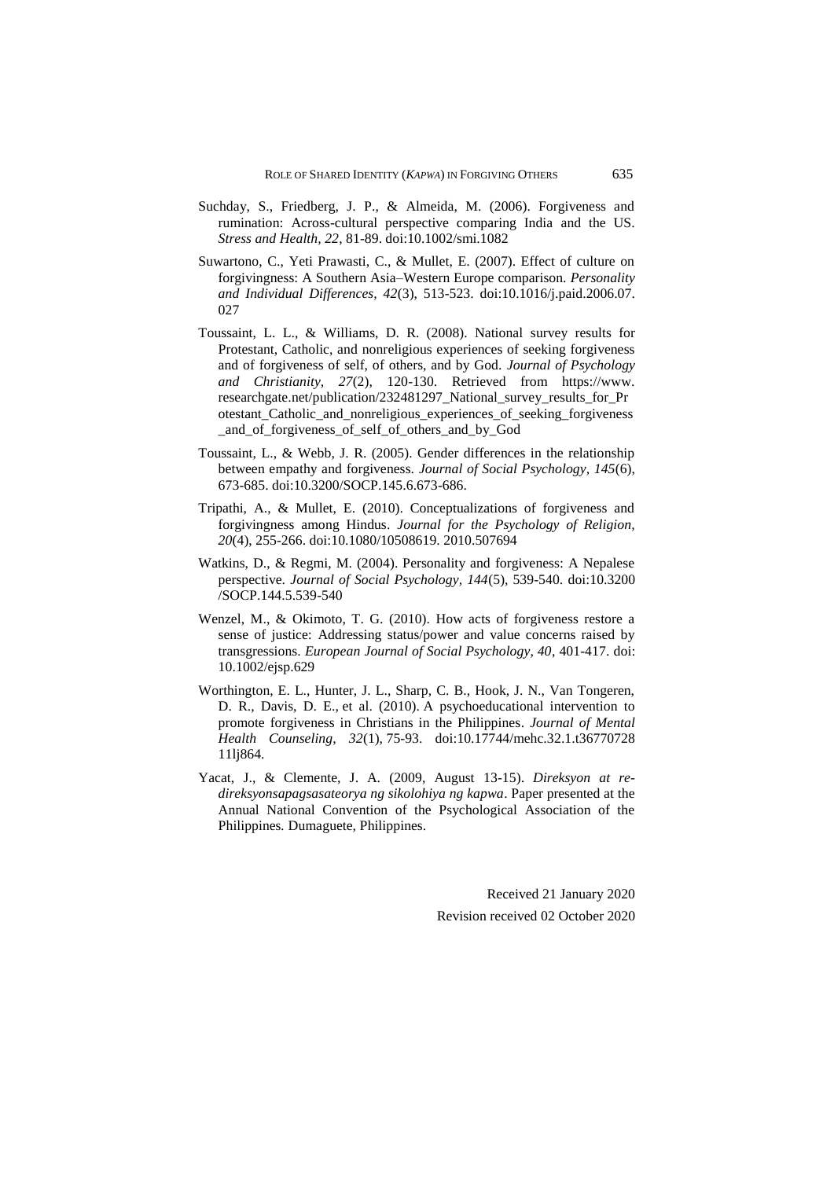Suchday, S., Friedberg, J. P., & Almeida, M. (2006). Forgiveness and rumination: Across-cultural perspective comparing India and the US. *Stress and Health, 22*, 81-89. doi:10.1002/smi.1082

Suwartono, C., Yeti Prawasti, C., & Mullet, E. (2007). Effect of culture on forgivingness: A Southern Asia–Western Europe comparison. *Personality and Individual Differences, 42*(3), 513-523. doi:10.1016/j.paid.2006.07.027

Toussaint, L. L., & Williams, D. R. (2008). National survey results for Protestant, Catholic, and nonreligious experiences of seeking forgiveness and of forgiveness of self, of others, and by God. *Journal of Psychology and Christianity, 27*(2), 120-130. Retrieved from https://www.researchgate.net/publication/232481297_National_survey_results_for_Protestant_Catholic_and_nonreligious_experiences_of_seeking_forgiveness_and_of_forgiveness_of_self_of_others_and_by_God

Toussaint, L., & Webb, J. R. (2005). Gender differences in the relationship between empathy and forgiveness. *Journal of Social Psychology, 145*(6), 673-685. doi:10.3200/SOCP.145.6.673-686.

Tripathi, A., & Mullet, E. (2010). Conceptualizations of forgiveness and forgivingness among Hindus. *Journal for the Psychology of Religion, 20*(4), 255-266. doi:10.1080/10508619. 2010.507694

Watkins, D., & Regmi, M. (2004). Personality and forgiveness: A Nepalese perspective. *Journal of Social Psychology, 144*(5), 539-540. doi:10.3200/SOCP.144.5.539-540

Wenzel, M., & Okimoto, T. G. (2010). How acts of forgiveness restore a sense of justice: Addressing status/power and value concerns raised by transgressions. *European Journal of Social Psychology, 40*, 401-417. doi:10.1002/ejsp.629

Worthington, E. L., Hunter, J. L., Sharp, C. B., Hook, J. N., Van Tongeren, D. R., Davis, D. E., et al. (2010). A psychoeducational intervention to promote forgiveness in Christians in the Philippines. *Journal of Mental Health Counseling, 32*(1), 75-93. doi:10.17744/mehc.32.1.t36770728 11lj864.

Yacat, J., & Clemente, J. A. (2009, August 13-15). *Direksyon at re-direksyonsapagsasateorya ng sikolohiya ng kapwa*. Paper presented at the Annual National Convention of the Psychological Association of the Philippines. Dumaguete, Philippines.

Received 21 January 2020

Revision received 02 October 2020